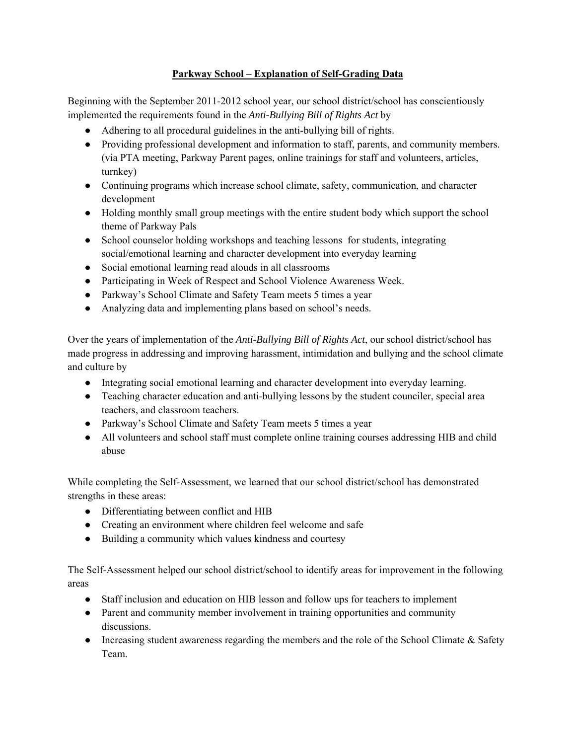# **Parkway School – Explanation of Self-Grading Data**

Beginning with the September 2011-2012 school year, our school district/school has conscientiously implemented the requirements found in the *Anti-Bullying Bill of Rights Act* by

- Adhering to all procedural guidelines in the anti-bullying bill of rights.
- Providing professional development and information to staff, parents, and community members. (via PTA meeting, Parkway Parent pages, online trainings for staff and volunteers, articles, turnkey)
- Continuing programs which increase school climate, safety, communication, and character development
- Holding monthly small group meetings with the entire student body which support the school theme of Parkway Pals
- School counselor holding workshops and teaching lessons for students, integrating social/emotional learning and character development into everyday learning
- Social emotional learning read alouds in all classrooms
- Participating in Week of Respect and School Violence Awareness Week.
- Parkway's School Climate and Safety Team meets 5 times a year
- Analyzing data and implementing plans based on school's needs.

Over the years of implementation of the *Anti-Bullying Bill of Rights Act*, our school district/school has made progress in addressing and improving harassment, intimidation and bullying and the school climate and culture by

- Integrating social emotional learning and character development into everyday learning.
- Teaching character education and anti-bullying lessons by the student counciler, special area teachers, and classroom teachers.
- Parkway's School Climate and Safety Team meets 5 times a year
- All volunteers and school staff must complete online training courses addressing HIB and child abuse

While completing the Self-Assessment, we learned that our school district/school has demonstrated strengths in these areas:

- Differentiating between conflict and HIB
- Creating an environment where children feel welcome and safe
- Building a community which values kindness and courtesy

The Self-Assessment helped our school district/school to identify areas for improvement in the following areas

- Staff inclusion and education on HIB lesson and follow ups for teachers to implement
- Parent and community member involvement in training opportunities and community discussions.
- Increasing student awareness regarding the members and the role of the School Climate & Safety Team.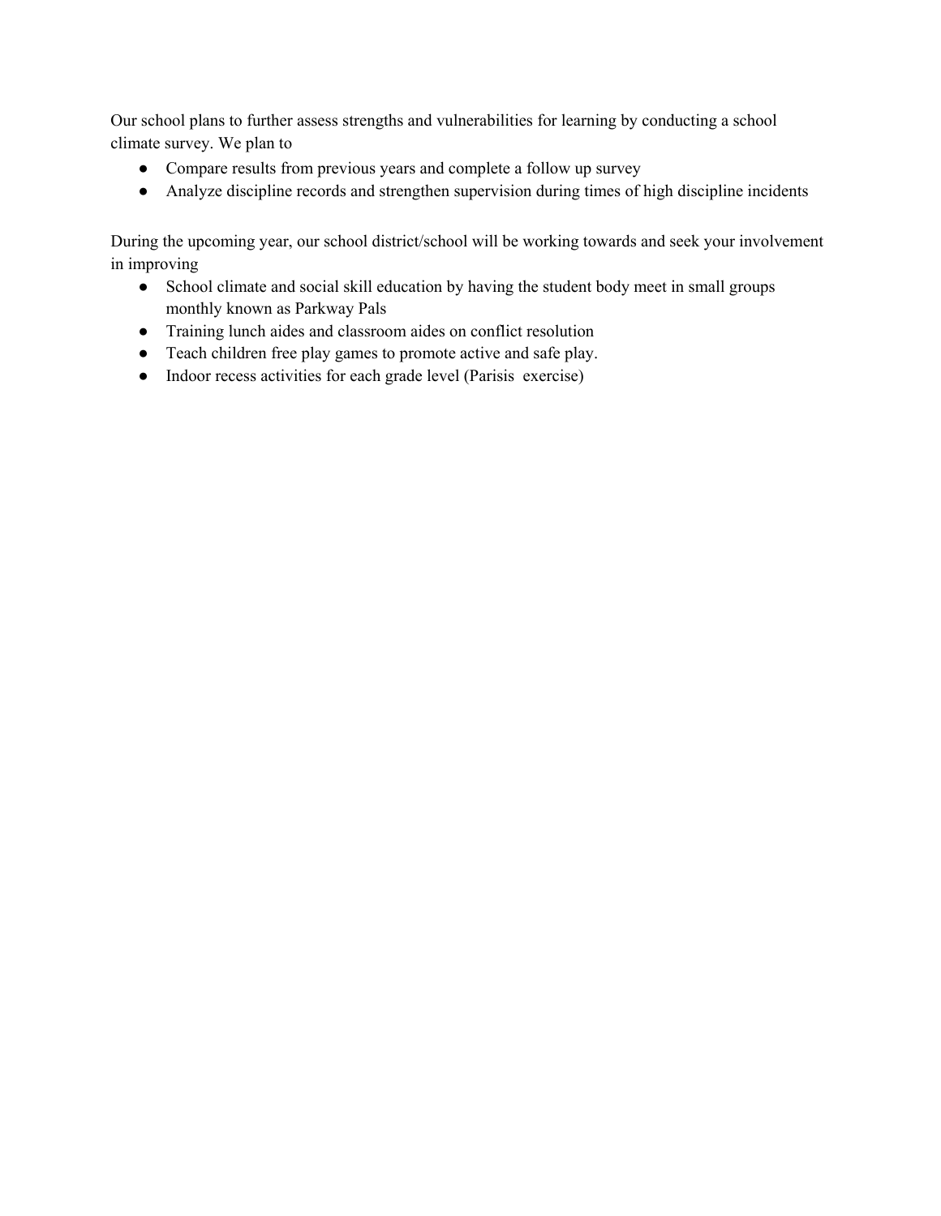Our school plans to further assess strengths and vulnerabilities for learning by conducting a school climate survey. We plan to

- Compare results from previous years and complete a follow up survey
- Analyze discipline records and strengthen supervision during times of high discipline incidents

During the upcoming year, our school district/school will be working towards and seek your involvement in improving

- School climate and social skill education by having the student body meet in small groups monthly known as Parkway Pals
- Training lunch aides and classroom aides on conflict resolution
- Teach children free play games to promote active and safe play.
- Indoor recess activities for each grade level (Parisis  exercise)